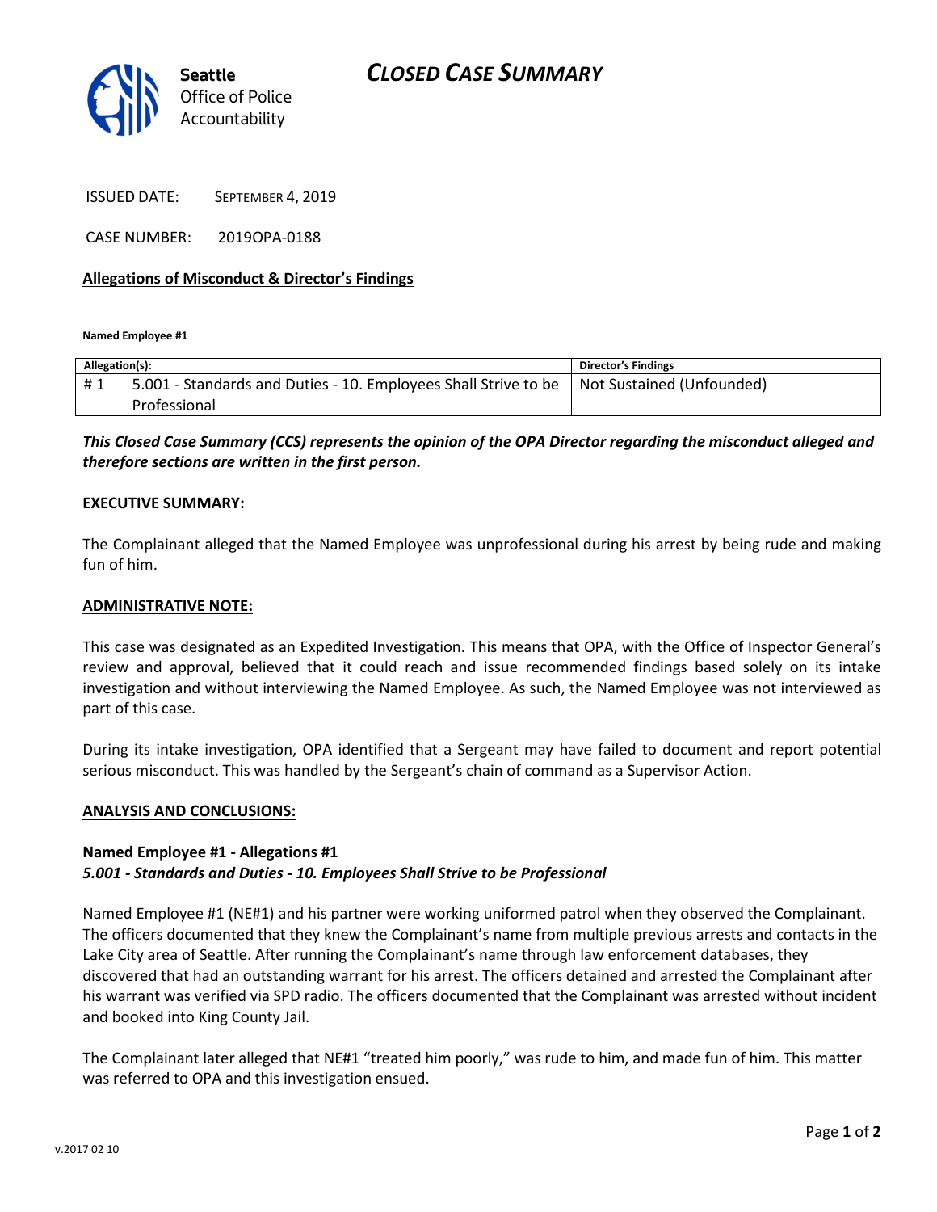# CLOSED CASE SUMMARY

**Seattle** Office of Police Accountability

ISSUED DATE: SEPTEMBER 4, 2019

CASE NUMBER: 2019OPA-0188

**Allegations of Misconduct & Director's Findings**

**Named Employee #1**

| Allegation(s): | | Director's Findings |
|---|---|---|
| # 1 | 5.001 - Standards and Duties - 10. Employees Shall Strive to be Professional | Not Sustained (Unfounded) |

***This Closed Case Summary (CCS) represents the opinion of the OPA Director regarding the misconduct alleged and therefore sections are written in the first person.***

**EXECUTIVE SUMMARY:**

The Complainant alleged that the Named Employee was unprofessional during his arrest by being rude and making fun of him.

**ADMINISTRATIVE NOTE:**

This case was designated as an Expedited Investigation. This means that OPA, with the Office of Inspector General's review and approval, believed that it could reach and issue recommended findings based solely on its intake investigation and without interviewing the Named Employee. As such, the Named Employee was not interviewed as part of this case.

During its intake investigation, OPA identified that a Sergeant may have failed to document and report potential serious misconduct. This was handled by the Sergeant's chain of command as a Supervisor Action.

**ANALYSIS AND CONCLUSIONS:**

**Named Employee #1 - Allegations #1**
***5.001 - Standards and Duties - 10. Employees Shall Strive to be Professional***

Named Employee #1 (NE#1) and his partner were working uniformed patrol when they observed the Complainant. The officers documented that they knew the Complainant's name from multiple previous arrests and contacts in the Lake City area of Seattle. After running the Complainant's name through law enforcement databases, they discovered that had an outstanding warrant for his arrest. The officers detained and arrested the Complainant after his warrant was verified via SPD radio. The officers documented that the Complainant was arrested without incident and booked into King County Jail.

The Complainant later alleged that NE#1 "treated him poorly," was rude to him, and made fun of him. This matter was referred to OPA and this investigation ensued.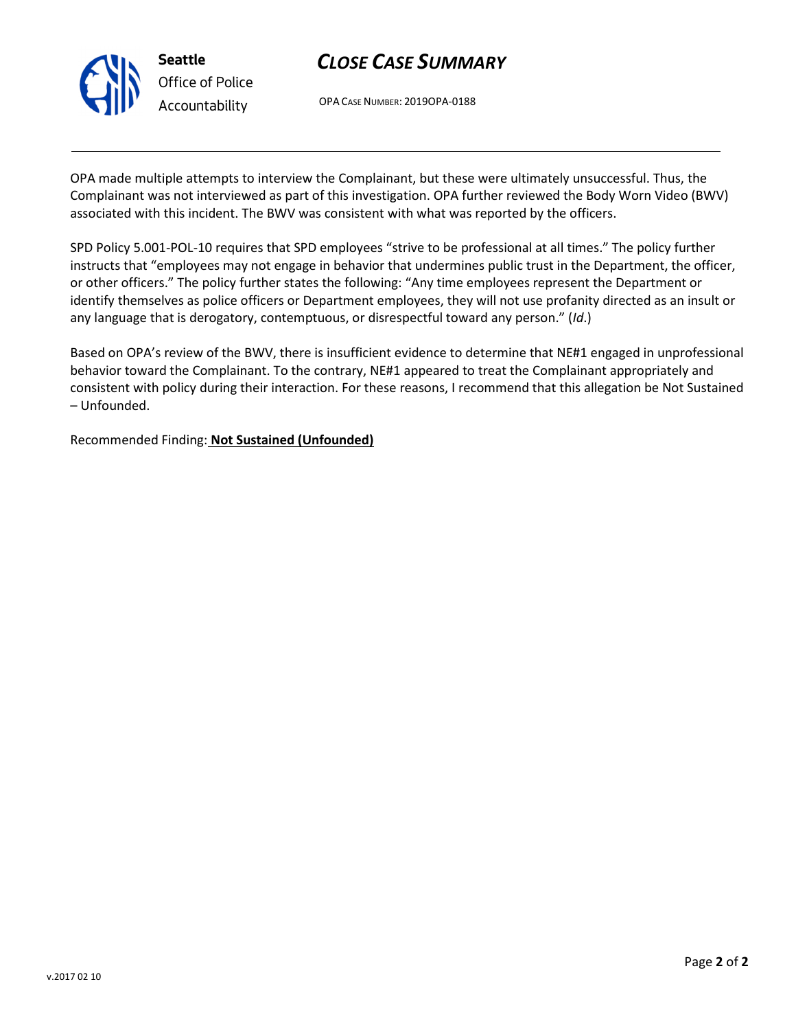OPA made multiple attempts to interview the Complainant, but these were ultimately unsuccessful. Thus, the Complainant was not interviewed as part of this investigation. OPA further reviewed the Body Worn Video (BWV) associated with this incident. The BWV was consistent with what was reported by the officers.

SPD Policy 5.001-POL-10 requires that SPD employees "strive to be professional at all times." The policy further instructs that "employees may not engage in behavior that undermines public trust in the Department, the officer, or other officers." The policy further states the following: "Any time employees represent the Department or identify themselves as police officers or Department employees, they will not use profanity directed as an insult or any language that is derogatory, contemptuous, or disrespectful toward any person." (*Id*.)

Based on OPA's review of the BWV, there is insufficient evidence to determine that NE#1 engaged in unprofessional behavior toward the Complainant. To the contrary, NE#1 appeared to treat the Complainant appropriately and consistent with policy during their interaction. For these reasons, I recommend that this allegation be Not Sustained – Unfounded.

Recommended Finding: **Not Sustained (Unfounded)**